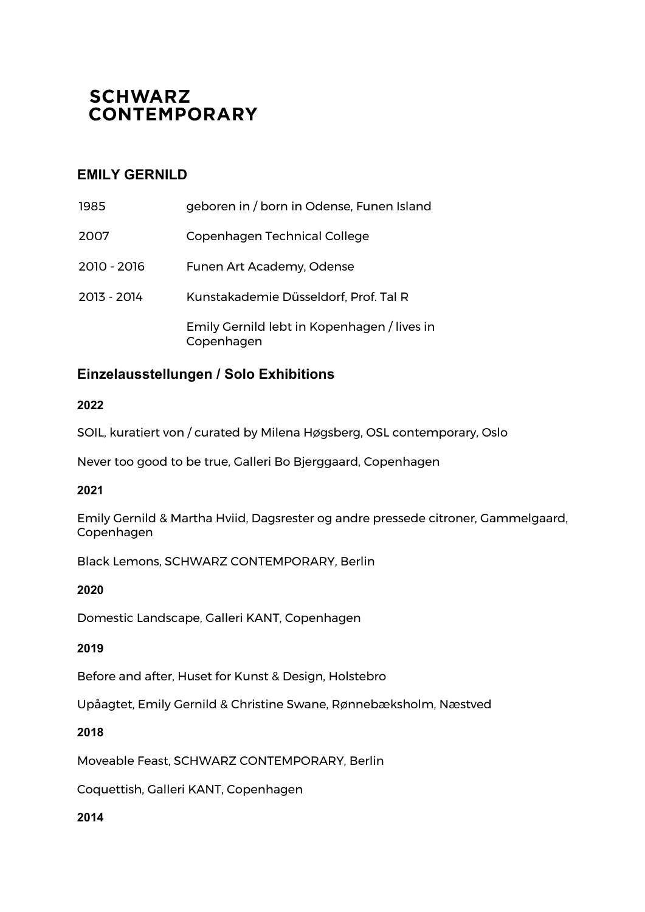**SCHWARZ CONTEMPORARY**

## EMILY GERNILD

| | |
|---|---|
| 1985 | geboren in / born in Odense, Funen Island |
| 2007 | Copenhagen Technical College |
| 2010 - 2016 | Funen Art Academy, Odense |
| 2013 - 2014 | Kunstakademie Düsseldorf, Prof. Tal R |
| | Emily Gernild lebt in Kopenhagen / lives in Copenhagen |

## Einzelausstellungen / Solo Exhibitions

**2022**

SOIL, kuratiert von / curated by Milena Høgsberg, OSL contemporary, Oslo

Never too good to be true, Galleri Bo Bjerggaard, Copenhagen

**2021**

Emily Gernild & Martha Hviid, Dagsrester og andre pressede citroner, Gammelgaard, Copenhagen

Black Lemons, SCHWARZ CONTEMPORARY, Berlin

**2020**

Domestic Landscape, Galleri KANT, Copenhagen

**2019**

Before and after, Huset for Kunst & Design, Holstebro

Upåagtet, Emily Gernild & Christine Swane, Rønnebæksholm, Næstved

**2018**

Moveable Feast, SCHWARZ CONTEMPORARY, Berlin

Coquettish, Galleri KANT, Copenhagen

**2014**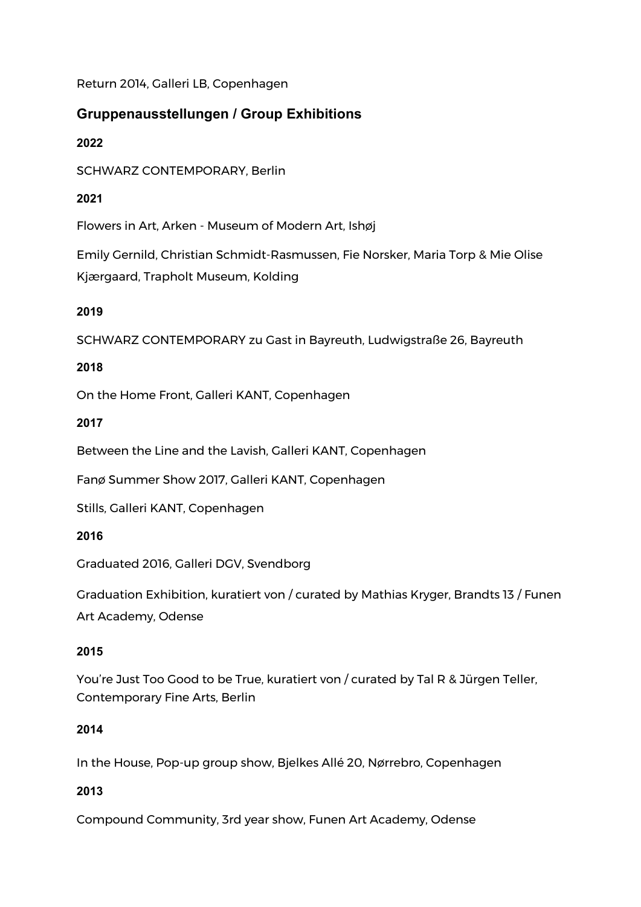Return 2014, Galleri LB, Copenhagen

## Gruppenausstellungen / Group Exhibitions

### 2022

SCHWARZ CONTEMPORARY, Berlin

### 2021

Flowers in Art, Arken - Museum of Modern Art, Ishøj

Emily Gernild, Christian Schmidt-Rasmussen, Fie Norsker, Maria Torp & Mie Olise Kjærgaard, Trapholt Museum, Kolding

### 2019

SCHWARZ CONTEMPORARY zu Gast in Bayreuth, Ludwigstraße 26, Bayreuth

### 2018

On the Home Front, Galleri KANT, Copenhagen

### 2017

Between the Line and the Lavish, Galleri KANT, Copenhagen

Fanø Summer Show 2017, Galleri KANT, Copenhagen

Stills, Galleri KANT, Copenhagen

### 2016

Graduated 2016, Galleri DGV, Svendborg

Graduation Exhibition, kuratiert von / curated by Mathias Kryger, Brandts 13 / Funen Art Academy, Odense

### 2015

You're Just Too Good to be True, kuratiert von / curated by Tal R & Jürgen Teller, Contemporary Fine Arts, Berlin

### 2014

In the House, Pop-up group show, Bjelkes Allé 20, Nørrebro, Copenhagen

### 2013

Compound Community, 3rd year show, Funen Art Academy, Odense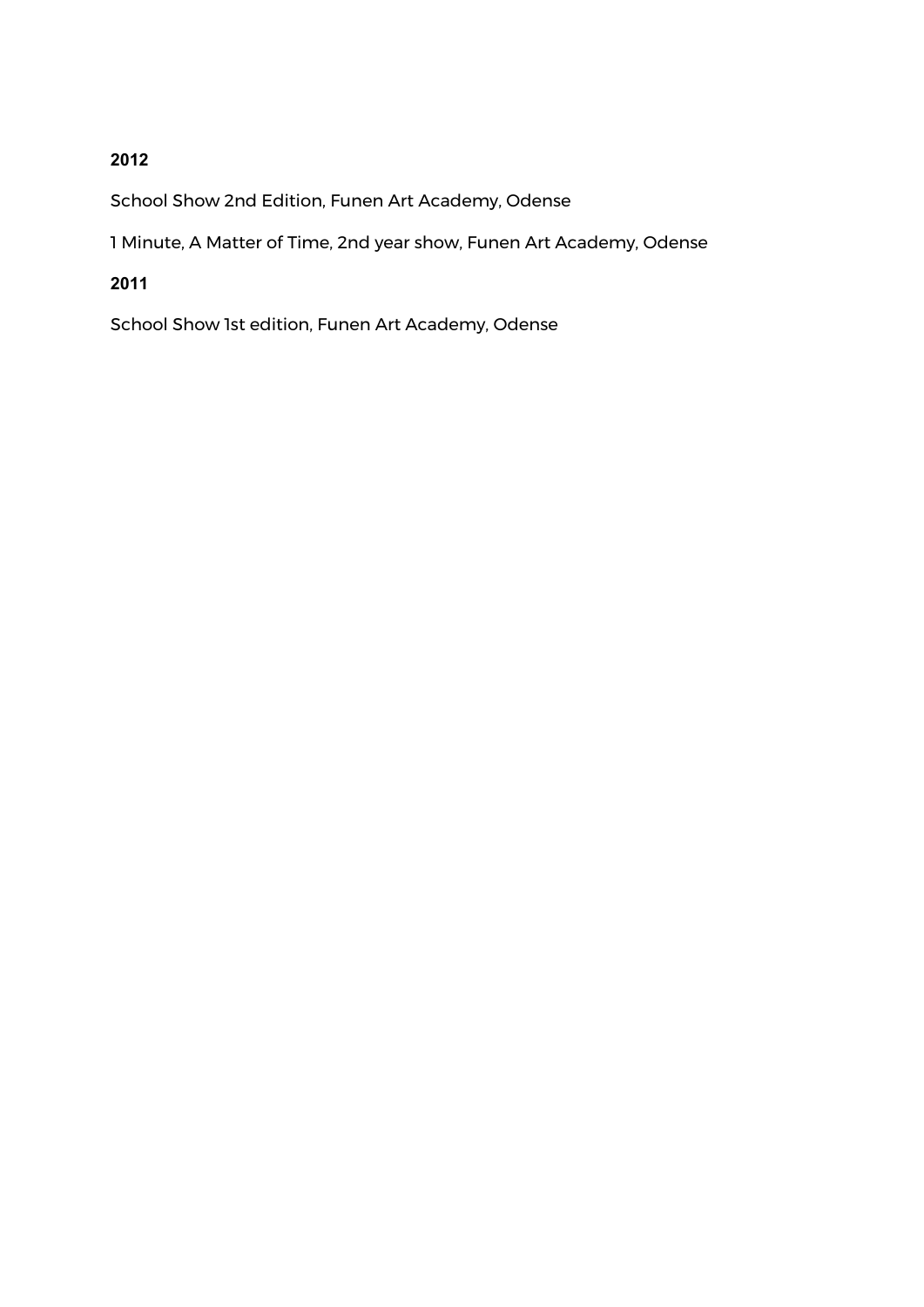**2012**

School Show 2nd Edition, Funen Art Academy, Odense

1 Minute, A Matter of Time, 2nd year show, Funen Art Academy, Odense

**2011**

School Show 1st edition, Funen Art Academy, Odense